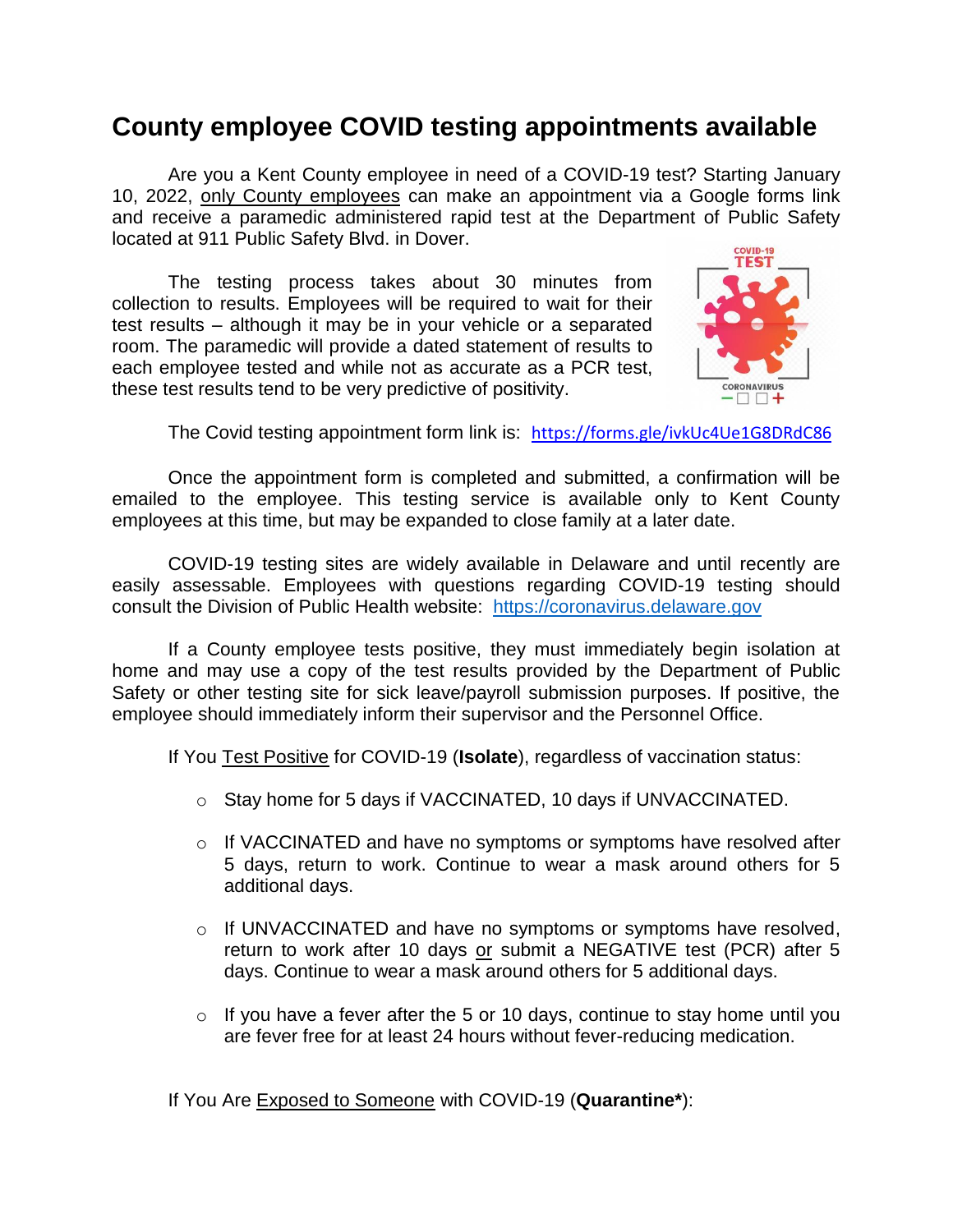# County employee COVID testing appointments available

Are you a Kent County employee in need of a COVID-19 test? Starting January 10, 2022, only County employees can make an appointment via a Google forms link and receive a paramedic administered rapid test at the Department of Public Safety located at 911 Public Safety Blvd. in Dover.

The testing process takes about 30 minutes from collection to results. Employees will be required to wait for their test results – although it may be in your vehicle or a separated room. The paramedic will provide a dated statement of results to each employee tested and while not as accurate as a PCR test, these test results tend to be very predictive of positivity.

The Covid testing appointment form link is: https://forms.gle/ivkUc4Ue1G8DRdC86

Once the appointment form is completed and submitted, a confirmation will be emailed to the employee. This testing service is available only to Kent County employees at this time, but may be expanded to close family at a later date.

COVID-19 testing sites are widely available in Delaware and until recently are easily assessable. Employees with questions regarding COVID-19 testing should consult the Division of Public Health website: https://coronavirus.delaware.gov

If a County employee tests positive, they must immediately begin isolation at home and may use a copy of the test results provided by the Department of Public Safety or other testing site for sick leave/payroll submission purposes. If positive, the employee should immediately inform their supervisor and the Personnel Office.

If You Test Positive for COVID-19 (**Isolate**), regardless of vaccination status:

- Stay home for 5 days if VACCINATED, 10 days if UNVACCINATED.
- If VACCINATED and have no symptoms or symptoms have resolved after 5 days, return to work. Continue to wear a mask around others for 5 additional days.
- If UNVACCINATED and have no symptoms or symptoms have resolved, return to work after 10 days or submit a NEGATIVE test (PCR) after 5 days. Continue to wear a mask around others for 5 additional days.
- If you have a fever after the 5 or 10 days, continue to stay home until you are fever free for at least 24 hours without fever-reducing medication.

If You Are Exposed to Someone with COVID-19 (**Quarantine***):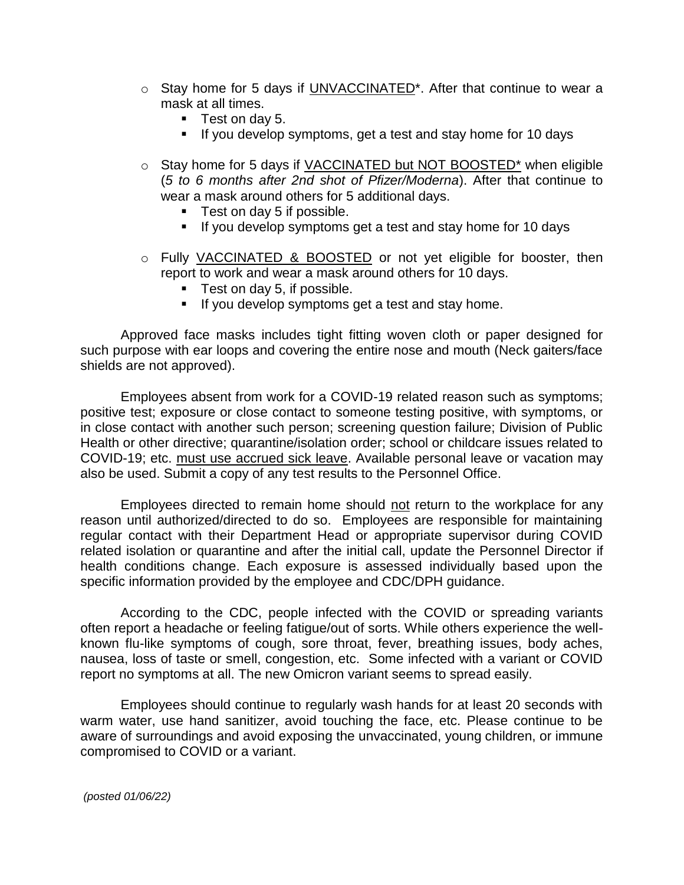- Stay home for 5 days if UNVACCINATED*. After that continue to wear a mask at all times.
  - Test on day 5.
  - If you develop symptoms, get a test and stay home for 10 days
- Stay home for 5 days if VACCINATED but NOT BOOSTED* when eligible (*5 to 6 months after 2nd shot of Pfizer/Moderna*). After that continue to wear a mask around others for 5 additional days.
  - Test on day 5 if possible.
  - If you develop symptoms get a test and stay home for 10 days
- Fully VACCINATED & BOOSTED or not yet eligible for booster, then report to work and wear a mask around others for 10 days.
  - Test on day 5, if possible.
  - If you develop symptoms get a test and stay home.

Approved face masks includes tight fitting woven cloth or paper designed for such purpose with ear loops and covering the entire nose and mouth (Neck gaiters/face shields are not approved).

Employees absent from work for a COVID-19 related reason such as symptoms; positive test; exposure or close contact to someone testing positive, with symptoms, or in close contact with another such person; screening question failure; Division of Public Health or other directive; quarantine/isolation order; school or childcare issues related to COVID-19; etc. must use accrued sick leave. Available personal leave or vacation may also be used. Submit a copy of any test results to the Personnel Office.

Employees directed to remain home should not return to the workplace for any reason until authorized/directed to do so. Employees are responsible for maintaining regular contact with their Department Head or appropriate supervisor during COVID related isolation or quarantine and after the initial call, update the Personnel Director if health conditions change. Each exposure is assessed individually based upon the specific information provided by the employee and CDC/DPH guidance.

According to the CDC, people infected with the COVID or spreading variants often report a headache or feeling fatigue/out of sorts. While others experience the well-known flu-like symptoms of cough, sore throat, fever, breathing issues, body aches, nausea, loss of taste or smell, congestion, etc. Some infected with a variant or COVID report no symptoms at all. The new Omicron variant seems to spread easily.

Employees should continue to regularly wash hands for at least 20 seconds with warm water, use hand sanitizer, avoid touching the face, etc. Please continue to be aware of surroundings and avoid exposing the unvaccinated, young children, or immune compromised to COVID or a variant.

*(posted 01/06/22)*